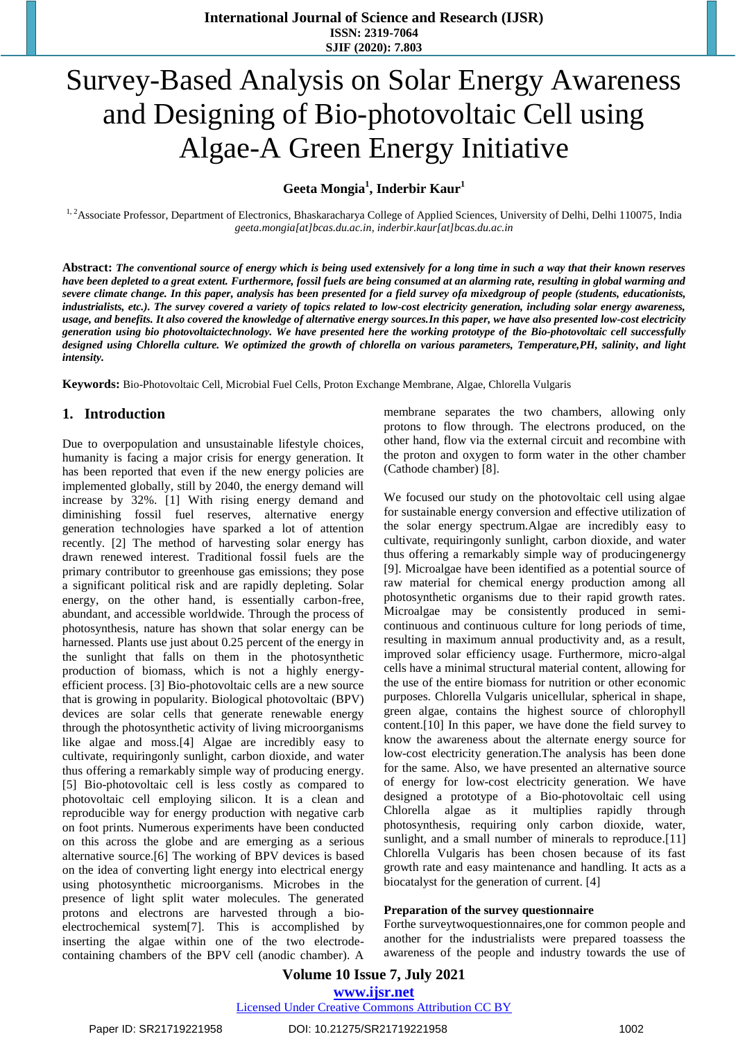# Survey-Based Analysis on Solar Energy Awareness and Designing of Bio-photovoltaic Cell using Algae-A Green Energy Initiative

**Geeta Mongia[1], Inderbir Kaur[1]**

[1, 2]Associate Professor, Department of Electronics, Bhaskaracharya College of Applied Sciences, University of Delhi, Delhi 110075, India
*geeta.mongia[at]bcas.du.ac.in, inderbir.kaur[at]bcas.du.ac.in*

**Abstract:** ***The conventional source of energy which is being used extensively for a long time in such a way that their known reserves have been depleted to a great extent. Furthermore, fossil fuels are being consumed at an alarming rate, resulting in global warming and severe climate change. In this paper, analysis has been presented for a field survey ofa mixedgroup of people (students, educationists, industrialists, etc.). The survey covered a variety of topics related to low-cost electricity generation, including solar energy awareness, usage, and benefits. It also covered the knowledge of alternative energy sources.In this paper, we have also presented low-cost electricity generation using bio photovoltaictechnology. We have presented here the working prototype of the Bio-photovoltaic cell successfully designed using Chlorella culture. We optimized the growth of chlorella on various parameters, Temperature,PH, salinity, and light intensity.***

**Keywords:** Bio-Photovoltaic Cell, Microbial Fuel Cells, Proton Exchange Membrane, Algae, Chlorella Vulgaris

## 1. Introduction

Due to overpopulation and unsustainable lifestyle choices, humanity is facing a major crisis for energy generation. It has been reported that even if the new energy policies are implemented globally, still by 2040, the energy demand will increase by 32%. [1] With rising energy demand and diminishing fossil fuel reserves, alternative energy generation technologies have sparked a lot of attention recently. [2] The method of harvesting solar energy has drawn renewed interest. Traditional fossil fuels are the primary contributor to greenhouse gas emissions; they pose a significant political risk and are rapidly depleting. Solar energy, on the other hand, is essentially carbon-free, abundant, and accessible worldwide. Through the process of photosynthesis, nature has shown that solar energy can be harnessed. Plants use just about 0.25 percent of the energy in the sunlight that falls on them in the photosynthetic production of biomass, which is not a highly energy-efficient process. [3] Bio-photovoltaic cells are a new source that is growing in popularity. Biological photovoltaic (BPV) devices are solar cells that generate renewable energy through the photosynthetic activity of living microorganisms like algae and moss.[4] Algae are incredibly easy to cultivate, requiringonly sunlight, carbon dioxide, and water thus offering a remarkably simple way of producing energy. [5] Bio-photovoltaic cell is less costly as compared to photovoltaic cell employing silicon. It is a clean and reproducible way for energy production with negative carb on foot prints. Numerous experiments have been conducted on this across the globe and are emerging as a serious alternative source.[6] The working of BPV devices is based on the idea of converting light energy into electrical energy using photosynthetic microorganisms. Microbes in the presence of light split water molecules. The generated protons and electrons are harvested through a bio-electrochemical system[7]. This is accomplished by inserting the algae within one of the two electrode-containing chambers of the BPV cell (anodic chamber). A membrane separates the two chambers, allowing only protons to flow through. The electrons produced, on the other hand, flow via the external circuit and recombine with the proton and oxygen to form water in the other chamber (Cathode chamber) [8].

We focused our study on the photovoltaic cell using algae for sustainable energy conversion and effective utilization of the solar energy spectrum.Algae are incredibly easy to cultivate, requiringonly sunlight, carbon dioxide, and water thus offering a remarkably simple way of producingenergy [9]. Microalgae have been identified as a potential source of raw material for chemical energy production among all photosynthetic organisms due to their rapid growth rates. Microalgae may be consistently produced in semi-continuous and continuous culture for long periods of time, resulting in maximum annual productivity and, as a result, improved solar efficiency usage. Furthermore, micro-algal cells have a minimal structural material content, allowing for the use of the entire biomass for nutrition or other economic purposes. Chlorella Vulgaris unicellular, spherical in shape, green algae, contains the highest source of chlorophyll content.[10] In this paper, we have done the field survey to know the awareness about the alternate energy source for low-cost electricity generation.The analysis has been done for the same. Also, we have presented an alternative source of energy for low-cost electricity generation. We have designed a prototype of a Bio-photovoltaic cell using Chlorella algae as it multiplies rapidly through photosynthesis, requiring only carbon dioxide, water, sunlight, and a small number of minerals to reproduce.[11] Chlorella Vulgaris has been chosen because of its fast growth rate and easy maintenance and handling. It acts as a biocatalyst for the generation of current. [4]

### Preparation of the survey questionnaire

Forthe surveytwoquestionnaires,one for common people and another for the industrialists were prepared toassess the awareness of the people and industry towards the use of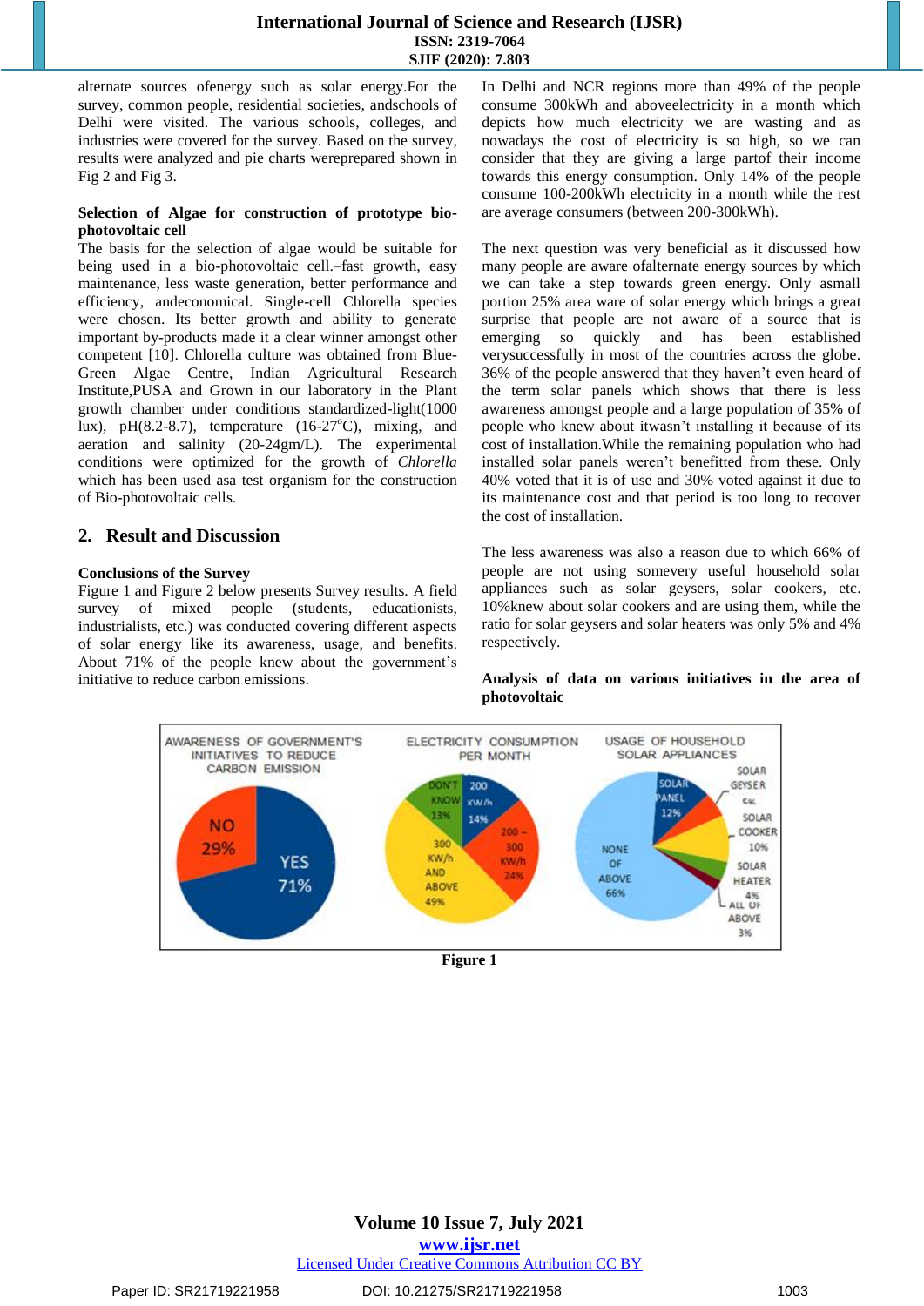alternate sources ofenergy such as solar energy.For the survey, common people, residential societies, andschools of Delhi were visited. The various schools, colleges, and industries were covered for the survey. Based on the survey, results were analyzed and pie charts wereprepared shown in Fig 2 and Fig 3.

**Selection of Algae for construction of prototype bio-photovoltaic cell**

The basis for the selection of algae would be suitable for being used in a bio-photovoltaic cell.–fast growth, easy maintenance, less waste generation, better performance and efficiency, andeconomical. Single-cell Chlorella species were chosen. Its better growth and ability to generate important by-products made it a clear winner amongst other competent [10]. Chlorella culture was obtained from Blue-Green Algae Centre, Indian Agricultural Research Institute,PUSA and Grown in our laboratory in the Plant growth chamber under conditions standardized-light(1000 lux), pH(8.2-8.7), temperature (16-27$^{o}$C), mixing, and aeration and salinity (20-24gm/L). The experimental conditions were optimized for the growth of *Chlorella* which has been used asa test organism for the construction of Bio-photovoltaic cells.

## 2. Result and Discussion

**Conclusions of the Survey**

Figure 1 and Figure 2 below presents Survey results. A field survey of mixed people (students, educationists, industrialists, etc.) was conducted covering different aspects of solar energy like its awareness, usage, and benefits. About 71% of the people knew about the government's initiative to reduce carbon emissions.

In Delhi and NCR regions more than 49% of the people consume 300kWh and aboveelectricity in a month which depicts how much electricity we are wasting and as nowadays the cost of electricity is so high, so we can consider that they are giving a large partof their income towards this energy consumption. Only 14% of the people consume 100-200kWh electricity in a month while the rest are average consumers (between 200-300kWh).

The next question was very beneficial as it discussed how many people are aware ofalternate energy sources by which we can take a step towards green energy. Only asmall portion 25% area ware of solar energy which brings a great surprise that people are not aware of a source that is emerging so quickly and has been established verysuccessfully in most of the countries across the globe. 36% of the people answered that they haven't even heard of the term solar panels which shows that there is less awareness amongst people and a large population of 35% of people who knew about itwasn't installing it because of its cost of installation.While the remaining population who had installed solar panels weren't benefitted from these. Only 40% voted that it is of use and 30% voted against it due to its maintenance cost and that period is too long to recover the cost of installation.

The less awareness was also a reason due to which 66% of people are not using somevery useful household solar appliances such as solar geysers, solar cookers, etc. 10%knew about solar cookers and are using them, while the ratio for solar geysers and solar heaters was only 5% and 4% respectively.

**Analysis of data on various initiatives in the area of photovoltaic**

Figure 1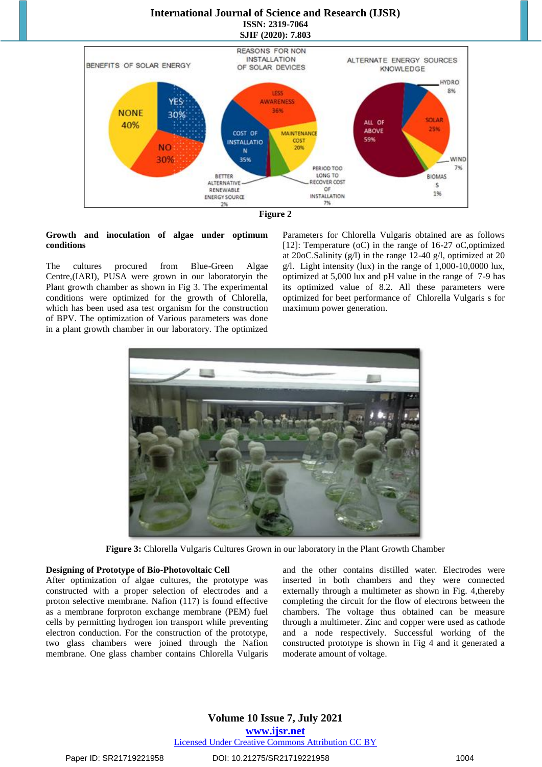Figure 2

**Growth and inoculation of algae under optimum conditions**

The cultures procured from Blue-Green Algae Centre,(IARI), PUSA were grown in our laboratoryin the Plant growth chamber as shown in Fig 3. The experimental conditions were optimized for the growth of Chlorella, which has been used asa test organism for the construction of BPV. The optimization of Various parameters was done in a plant growth chamber in our laboratory. The optimized Parameters for Chlorella Vulgaris obtained are as follows [12]: Temperature (oC) in the range of 16-27 oC,optimized at 20oC.Salinity (g/l) in the range 12-40 g/l, optimized at 20 g/l. Light intensity (lux) in the range of 1,000-10,0000 lux, optimized at 5,000 lux and pH value in the range of 7-9 has its optimized value of 8.2. All these parameters were optimized for beet performance of Chlorella Vulgaris s for maximum power generation.

**Figure 3:** Chlorella Vulgaris Cultures Grown in our laboratory in the Plant Growth Chamber

**Designing of Prototype of Bio-Photovoltaic Cell**

After optimization of algae cultures, the prototype was constructed with a proper selection of electrodes and a proton selective membrane. Nafion (117) is found effective as a membrane forproton exchange membrane (PEM) fuel cells by permitting hydrogen ion transport while preventing electron conduction. For the construction of the prototype, two glass chambers were joined through the Nafion membrane. One glass chamber contains Chlorella Vulgaris and the other contains distilled water. Electrodes were inserted in both chambers and they were connected externally through a multimeter as shown in Fig. 4,thereby completing the circuit for the flow of electrons between the chambers. The voltage thus obtained can be measure through a multimeter. Zinc and copper were used as cathode and a node respectively. Successful working of the constructed prototype is shown in Fig 4 and it generated a moderate amount of voltage.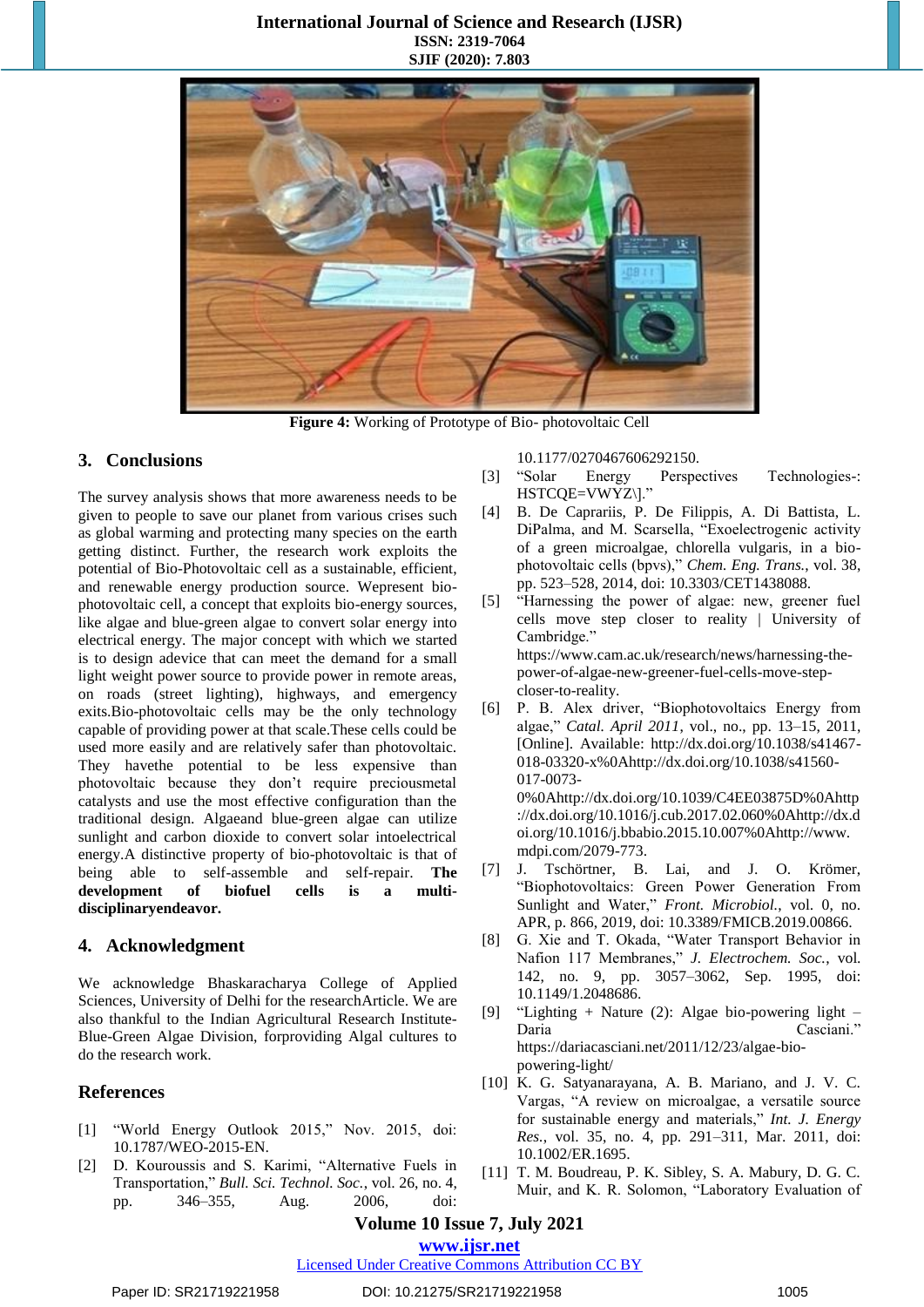Figure 4: Working of Prototype of Bio- photovoltaic Cell

## 3. Conclusions

The survey analysis shows that more awareness needs to be given to people to save our planet from various crises such as global warming and protecting many species on the earth getting distinct. Further, the research work exploits the potential of Bio-Photovoltaic cell as a sustainable, efficient, and renewable energy production source. Wepresent bio-photovoltaic cell, a concept that exploits bio-energy sources, like algae and blue-green algae to convert solar energy into electrical energy. The major concept with which we started is to design adevice that can meet the demand for a small light weight power source to provide power in remote areas, on roads (street lighting), highways, and emergency exits.Bio-photovoltaic cells may be the only technology capable of providing power at that scale.These cells could be used more easily and are relatively safer than photovoltaic. They havethe potential to be less expensive than photovoltaic because they don't require preciousmetal catalysts and use the most effective configuration than the traditional design. Algaeand blue-green algae can utilize sunlight and carbon dioxide to convert solar intoelectrical energy.A distinctive property of bio-photovoltaic is that of being able to self-assemble and self-repair. **The development of biofuel cells is a multi-disciplinaryendeavor.**

## 4. Acknowledgment

We acknowledge Bhaskaracharya College of Applied Sciences, University of Delhi for the researchArticle. We are also thankful to the Indian Agricultural Research Institute-Blue-Green Algae Division, forproviding Algal cultures to do the research work.

## References

[1] "World Energy Outlook 2015," Nov. 2015, doi: 10.1787/WEO-2015-EN.

[2] D. Kouroussis and S. Karimi, "Alternative Fuels in Transportation," *Bull. Sci. Technol. Soc.*, vol. 26, no. 4, pp. 346–355, Aug. 2006, doi: 10.1177/0270467606292150.

[3] "Solar Energy Perspectives Technologies-: HSTCQE=VWYZ\]."

[4] B. De Caprariis, P. De Filippis, A. Di Battista, L. DiPalma, and M. Scarsella, "Exoelectrogenic activity of a green microalgae, chlorella vulgaris, in a bio-photovoltaic cells (bpvs)," *Chem. Eng. Trans.*, vol. 38, pp. 523–528, 2014, doi: 10.3303/CET1438088.

[5] "Harnessing the power of algae: new, greener fuel cells move step closer to reality | University of Cambridge." https://www.cam.ac.uk/research/news/harnessing-the-power-of-algae-new-greener-fuel-cells-move-step-closer-to-reality.

[6] P. B. Alex driver, "Biophotovoltaics Energy from algae," *Catal. April 2011*, vol., no., pp. 13–15, 2011, [Online]. Available: http://dx.doi.org/10.1038/s41467-018-03320-x%0Ahttp://dx.doi.org/10.1038/s41560-017-0073-0%0Ahttp://dx.doi.org/10.1039/C4EE03875D%0Ahttp://dx.doi.org/10.1016/j.cub.2017.02.060%0Ahttp://dx.doi.org/10.1016/j.bbabio.2015.10.007%0Ahttp://www.mdpi.com/2079-773.

[7] J. Tschörtner, B. Lai, and J. O. Krömer, "Biophotovoltaics: Green Power Generation From Sunlight and Water," *Front. Microbiol.*, vol. 0, no. APR, p. 866, 2019, doi: 10.3389/FMICB.2019.00866.

[8] G. Xie and T. Okada, "Water Transport Behavior in Nafion 117 Membranes," *J. Electrochem. Soc.*, vol. 142, no. 9, pp. 3057–3062, Sep. 1995, doi: 10.1149/1.2048686.

[9] "Lighting + Nature (2): Algae bio-powering light – Daria Casciani." https://dariacasciani.net/2011/12/23/algae-bio-powering-light/

[10] K. G. Satyanarayana, A. B. Mariano, and J. V. C. Vargas, "A review on microalgae, a versatile source for sustainable energy and materials," *Int. J. Energy Res.*, vol. 35, no. 4, pp. 291–311, Mar. 2011, doi: 10.1002/ER.1695.

[11] T. M. Boudreau, P. K. Sibley, S. A. Mabury, D. G. C. Muir, and K. R. Solomon, "Laboratory Evaluation of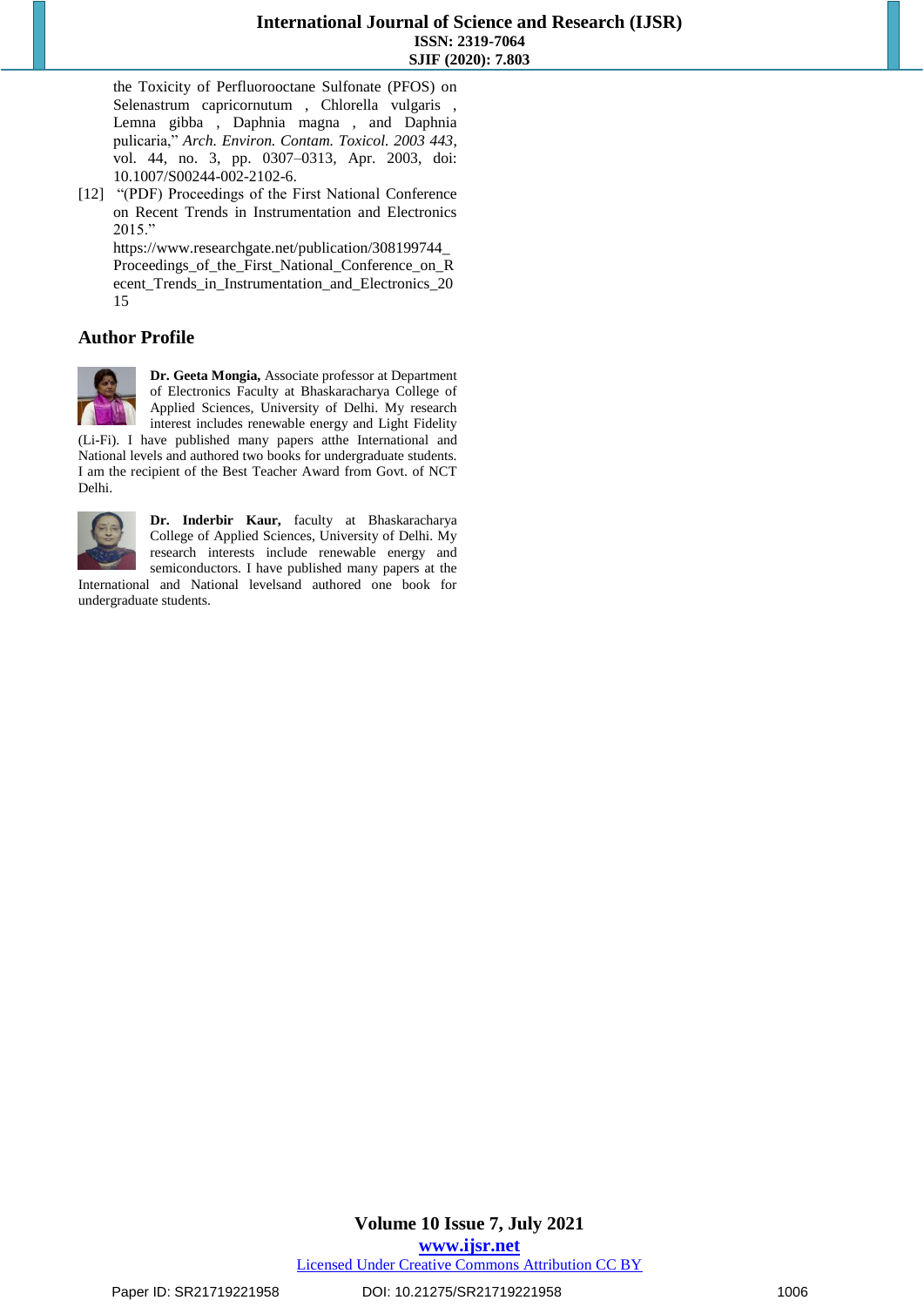the Toxicity of Perfluorooctane Sulfonate (PFOS) on Selenastrum capricornutum , Chlorella vulgaris , Lemna gibba , Daphnia magna , and Daphnia pulicaria," *Arch. Environ. Contam. Toxicol. 2003 443*, vol. 44, no. 3, pp. 0307–0313, Apr. 2003, doi: 10.1007/S00244-002-2102-6.

[12] "(PDF) Proceedings of the First National Conference on Recent Trends in Instrumentation and Electronics 2015." https://www.researchgate.net/publication/308199744_Proceedings_of_the_First_National_Conference_on_Recent_Trends_in_Instrumentation_and_Electronics_2015

## Author Profile

**Dr. Geeta Mongia,** Associate professor at Department of Electronics Faculty at Bhaskaracharya College of Applied Sciences, University of Delhi. My research interest includes renewable energy and Light Fidelity (Li-Fi). I have published many papers atthe International and National levels and authored two books for undergraduate students. I am the recipient of the Best Teacher Award from Govt. of NCT Delhi.

**Dr. Inderbir Kaur,** faculty at Bhaskaracharya College of Applied Sciences, University of Delhi. My research interests include renewable energy and semiconductors. I have published many papers at the International and National levelsand authored one book for undergraduate students.